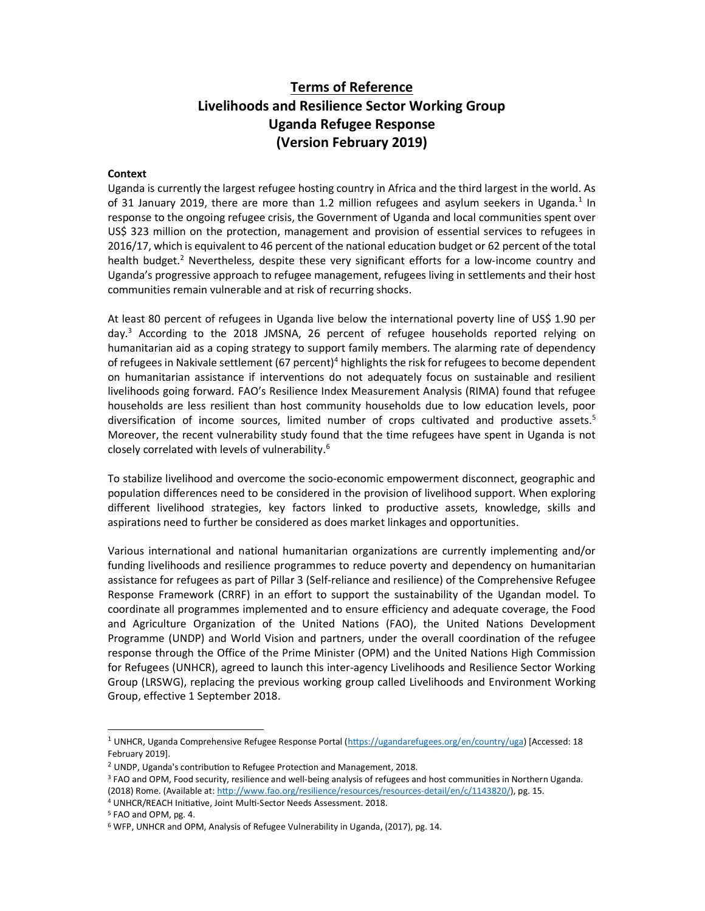# Terms of Reference
# Livelihoods and Resilience Sector Working Group
# Uganda Refugee Response
# (Version February 2019)

**Context**

Uganda is currently the largest refugee hosting country in Africa and the third largest in the world. As of 31 January 2019, there are more than 1.2 million refugees and asylum seekers in Uganda.[1] In response to the ongoing refugee crisis, the Government of Uganda and local communities spent over US$ 323 million on the protection, management and provision of essential services to refugees in 2016/17, which is equivalent to 46 percent of the national education budget or 62 percent of the total health budget.[2] Nevertheless, despite these very significant efforts for a low-income country and Uganda's progressive approach to refugee management, refugees living in settlements and their host communities remain vulnerable and at risk of recurring shocks.

At least 80 percent of refugees in Uganda live below the international poverty line of US$ 1.90 per day.[3] According to the 2018 JMSNA, 26 percent of refugee households reported relying on humanitarian aid as a coping strategy to support family members. The alarming rate of dependency of refugees in Nakivale settlement (67 percent)[4] highlights the risk for refugees to become dependent on humanitarian assistance if interventions do not adequately focus on sustainable and resilient livelihoods going forward. FAO's Resilience Index Measurement Analysis (RIMA) found that refugee households are less resilient than host community households due to low education levels, poor diversification of income sources, limited number of crops cultivated and productive assets.[5] Moreover, the recent vulnerability study found that the time refugees have spent in Uganda is not closely correlated with levels of vulnerability.[6]

To stabilize livelihood and overcome the socio-economic empowerment disconnect, geographic and population differences need to be considered in the provision of livelihood support. When exploring different livelihood strategies, key factors linked to productive assets, knowledge, skills and aspirations need to further be considered as does market linkages and opportunities.

Various international and national humanitarian organizations are currently implementing and/or funding livelihoods and resilience programmes to reduce poverty and dependency on humanitarian assistance for refugees as part of Pillar 3 (Self-reliance and resilience) of the Comprehensive Refugee Response Framework (CRRF) in an effort to support the sustainability of the Ugandan model. To coordinate all programmes implemented and to ensure efficiency and adequate coverage, the Food and Agriculture Organization of the United Nations (FAO), the United Nations Development Programme (UNDP) and World Vision and partners, under the overall coordination of the refugee response through the Office of the Prime Minister (OPM) and the United Nations High Commission for Refugees (UNHCR), agreed to launch this inter-agency Livelihoods and Resilience Sector Working Group (LRSWG), replacing the previous working group called Livelihoods and Environment Working Group, effective 1 September 2018.

---

[1] UNHCR, Uganda Comprehensive Refugee Response Portal (https://ugandarefugees.org/en/country/uga) [Accessed: 18 February 2019].

[2] UNDP, Uganda's contribution to Refugee Protection and Management, 2018.

[3] FAO and OPM, Food security, resilience and well-being analysis of refugees and host communities in Northern Uganda. (2018) Rome. (Available at: http://www.fao.org/resilience/resources/resources-detail/en/c/1143820/), pg. 15.

[4] UNHCR/REACH Initiative, Joint Multi-Sector Needs Assessment. 2018.

[5] FAO and OPM, pg. 4.

[6] WFP, UNHCR and OPM, Analysis of Refugee Vulnerability in Uganda, (2017), pg. 14.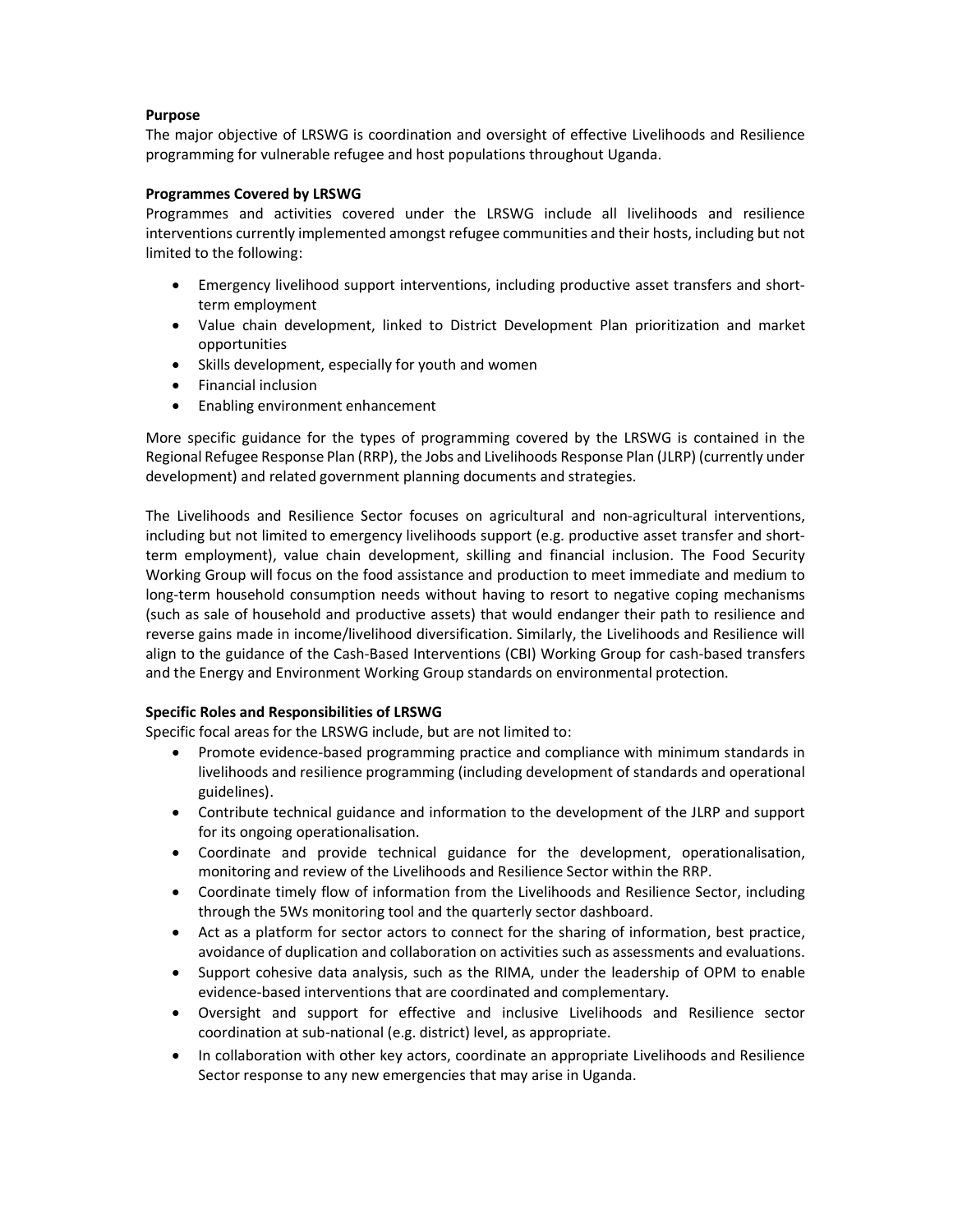**Purpose**

The major objective of LRSWG is coordination and oversight of effective Livelihoods and Resilience programming for vulnerable refugee and host populations throughout Uganda.

**Programmes Covered by LRSWG**

Programmes and activities covered under the LRSWG include all livelihoods and resilience interventions currently implemented amongst refugee communities and their hosts, including but not limited to the following:

- Emergency livelihood support interventions, including productive asset transfers and short-term employment
- Value chain development, linked to District Development Plan prioritization and market opportunities
- Skills development, especially for youth and women
- Financial inclusion
- Enabling environment enhancement

More specific guidance for the types of programming covered by the LRSWG is contained in the Regional Refugee Response Plan (RRP), the Jobs and Livelihoods Response Plan (JLRP) (currently under development) and related government planning documents and strategies.

The Livelihoods and Resilience Sector focuses on agricultural and non-agricultural interventions, including but not limited to emergency livelihoods support (e.g. productive asset transfer and short-term employment), value chain development, skilling and financial inclusion. The Food Security Working Group will focus on the food assistance and production to meet immediate and medium to long-term household consumption needs without having to resort to negative coping mechanisms (such as sale of household and productive assets) that would endanger their path to resilience and reverse gains made in income/livelihood diversification. Similarly, the Livelihoods and Resilience will align to the guidance of the Cash-Based Interventions (CBI) Working Group for cash-based transfers and the Energy and Environment Working Group standards on environmental protection.

**Specific Roles and Responsibilities of LRSWG**

Specific focal areas for the LRSWG include, but are not limited to:

- Promote evidence-based programming practice and compliance with minimum standards in livelihoods and resilience programming (including development of standards and operational guidelines).
- Contribute technical guidance and information to the development of the JLRP and support for its ongoing operationalisation.
- Coordinate and provide technical guidance for the development, operationalisation, monitoring and review of the Livelihoods and Resilience Sector within the RRP.
- Coordinate timely flow of information from the Livelihoods and Resilience Sector, including through the 5Ws monitoring tool and the quarterly sector dashboard.
- Act as a platform for sector actors to connect for the sharing of information, best practice, avoidance of duplication and collaboration on activities such as assessments and evaluations.
- Support cohesive data analysis, such as the RIMA, under the leadership of OPM to enable evidence-based interventions that are coordinated and complementary.
- Oversight and support for effective and inclusive Livelihoods and Resilience sector coordination at sub-national (e.g. district) level, as appropriate.
- In collaboration with other key actors, coordinate an appropriate Livelihoods and Resilience Sector response to any new emergencies that may arise in Uganda.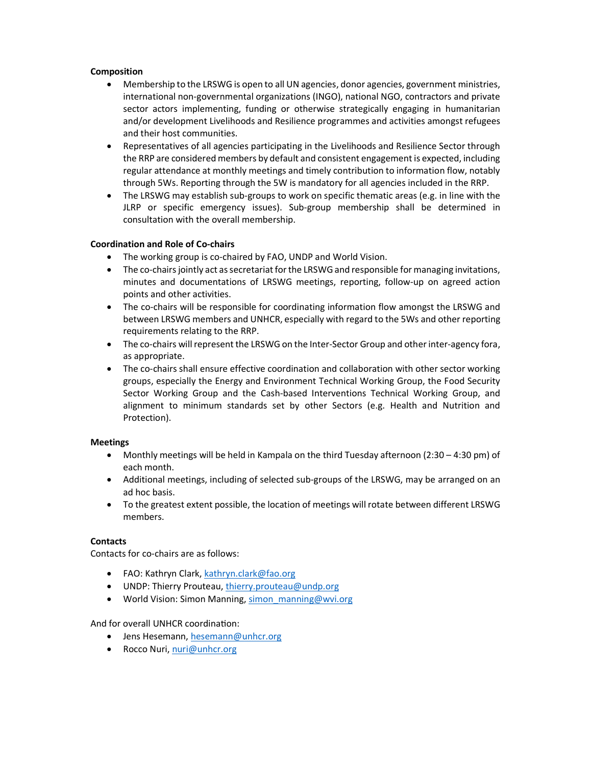**Composition**

- Membership to the LRSWG is open to all UN agencies, donor agencies, government ministries, international non-governmental organizations (INGO), national NGO, contractors and private sector actors implementing, funding or otherwise strategically engaging in humanitarian and/or development Livelihoods and Resilience programmes and activities amongst refugees and their host communities.
- Representatives of all agencies participating in the Livelihoods and Resilience Sector through the RRP are considered members by default and consistent engagement is expected, including regular attendance at monthly meetings and timely contribution to information flow, notably through 5Ws. Reporting through the 5W is mandatory for all agencies included in the RRP.
- The LRSWG may establish sub-groups to work on specific thematic areas (e.g. in line with the JLRP or specific emergency issues). Sub-group membership shall be determined in consultation with the overall membership.

**Coordination and Role of Co-chairs**

- The working group is co-chaired by FAO, UNDP and World Vision.
- The co-chairs jointly act as secretariat for the LRSWG and responsible for managing invitations, minutes and documentations of LRSWG meetings, reporting, follow-up on agreed action points and other activities.
- The co-chairs will be responsible for coordinating information flow amongst the LRSWG and between LRSWG members and UNHCR, especially with regard to the 5Ws and other reporting requirements relating to the RRP.
- The co-chairs will represent the LRSWG on the Inter-Sector Group and other inter-agency fora, as appropriate.
- The co-chairs shall ensure effective coordination and collaboration with other sector working groups, especially the Energy and Environment Technical Working Group, the Food Security Sector Working Group and the Cash-based Interventions Technical Working Group, and alignment to minimum standards set by other Sectors (e.g. Health and Nutrition and Protection).

**Meetings**

- Monthly meetings will be held in Kampala on the third Tuesday afternoon (2:30 – 4:30 pm) of each month.
- Additional meetings, including of selected sub-groups of the LRSWG, may be arranged on an ad hoc basis.
- To the greatest extent possible, the location of meetings will rotate between different LRSWG members.

**Contacts**

Contacts for co-chairs are as follows:

- FAO: Kathryn Clark, kathryn.clark@fao.org
- UNDP: Thierry Prouteau, thierry.prouteau@undp.org
- World Vision: Simon Manning, simon_manning@wvi.org

And for overall UNHCR coordination:

- Jens Hesemann, hesemann@unhcr.org
- Rocco Nuri, nuri@unhcr.org